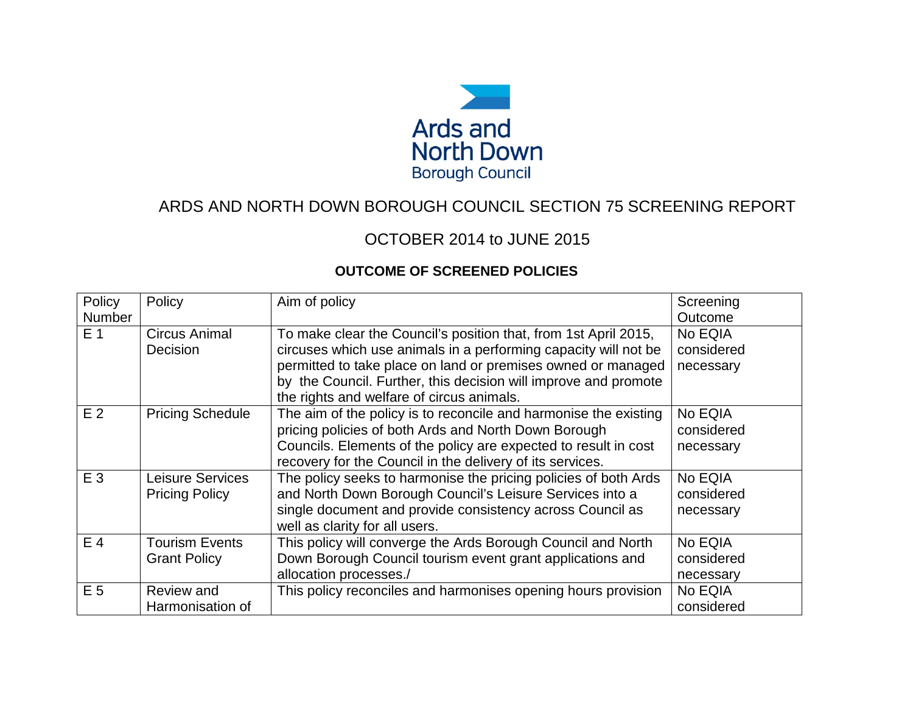Ards and North Down Borough Council

# ARDS AND NORTH DOWN BOROUGH COUNCIL SECTION 75 SCREENING REPORT

## OCTOBER 2014 to JUNE 2015

### OUTCOME OF SCREENED POLICIES

| Policy Number | Policy | Aim of policy | Screening Outcome |
|---|---|---|---|
| E 1 | Circus Animal Decision | To make clear the Council's position that, from 1st April 2015, circuses which use animals in a performing capacity will not be permitted to take place on land or premises owned or managed by the Council. Further, this decision will improve and promote the rights and welfare of circus animals. | No EQIA considered necessary |
| E 2 | Pricing Schedule | The aim of the policy is to reconcile and harmonise the existing pricing policies of both Ards and North Down Borough Councils. Elements of the policy are expected to result in cost recovery for the Council in the delivery of its services. | No EQIA considered necessary |
| E 3 | Leisure Services Pricing Policy | The policy seeks to harmonise the pricing policies of both Ards and North Down Borough Council's Leisure Services into a single document and provide consistency across Council as well as clarity for all users. | No EQIA considered necessary |
| E 4 | Tourism Events Grant Policy | This policy will converge the Ards Borough Council and North Down Borough Council tourism event grant applications and allocation processes./ | No EQIA considered necessary |
| E 5 | Review and Harmonisation of | This policy reconciles and harmonises opening hours provision | No EQIA considered |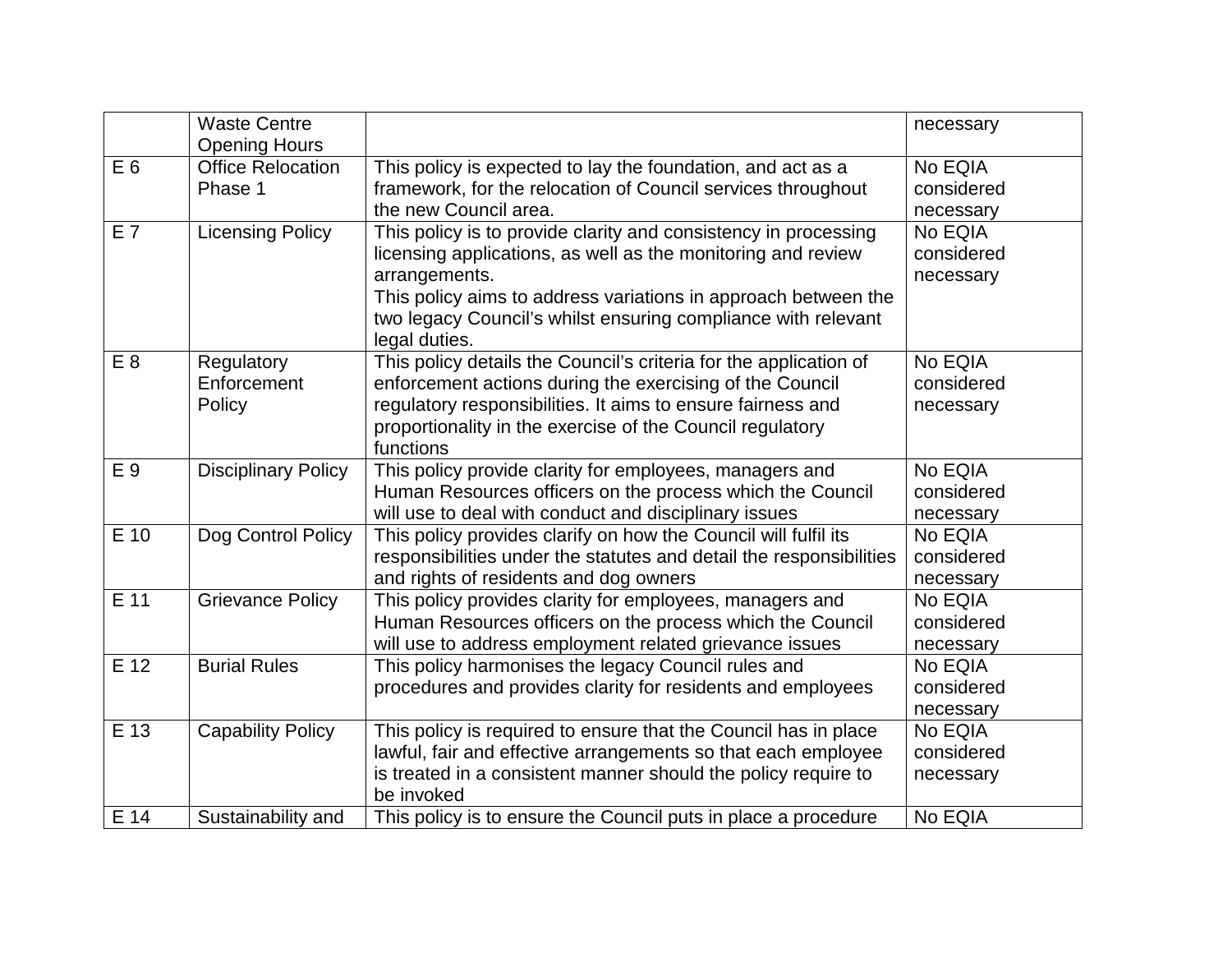| | | | |
|---|---|---|---|
| | Waste Centre Opening Hours | | necessary |
| E 6 | Office Relocation Phase 1 | This policy is expected to lay the foundation, and act as a framework, for the relocation of Council services throughout the new Council area. | No EQIA considered necessary |
| E 7 | Licensing Policy | This policy is to provide clarity and consistency in processing licensing applications, as well as the monitoring and review arrangements.<br>This policy aims to address variations in approach between the two legacy Council's whilst ensuring compliance with relevant legal duties. | No EQIA considered necessary |
| E 8 | Regulatory Enforcement Policy | This policy details the Council's criteria for the application of enforcement actions during the exercising of the Council regulatory responsibilities. It aims to ensure fairness and proportionality in the exercise of the Council regulatory functions | No EQIA considered necessary |
| E 9 | Disciplinary Policy | This policy provide clarity for employees, managers and Human Resources officers on the process which the Council will use to deal with conduct and disciplinary issues | No EQIA considered necessary |
| E 10 | Dog Control Policy | This policy provides clarify on how the Council will fulfil its responsibilities under the statutes and detail the responsibilities and rights of residents and dog owners | No EQIA considered necessary |
| E 11 | Grievance Policy | This policy provides clarity for employees, managers and Human Resources officers on the process which the Council will use to address employment related grievance issues | No EQIA considered necessary |
| E 12 | Burial Rules | This policy harmonises the legacy Council rules and procedures and provides clarity for residents and employees | No EQIA considered necessary |
| E 13 | Capability Policy | This policy is required to ensure that the Council has in place lawful, fair and effective arrangements so that each employee is treated in a consistent manner should the policy require to be invoked | No EQIA considered necessary |
| E 14 | Sustainability and | This policy is to ensure the Council puts in place a procedure | No EQIA |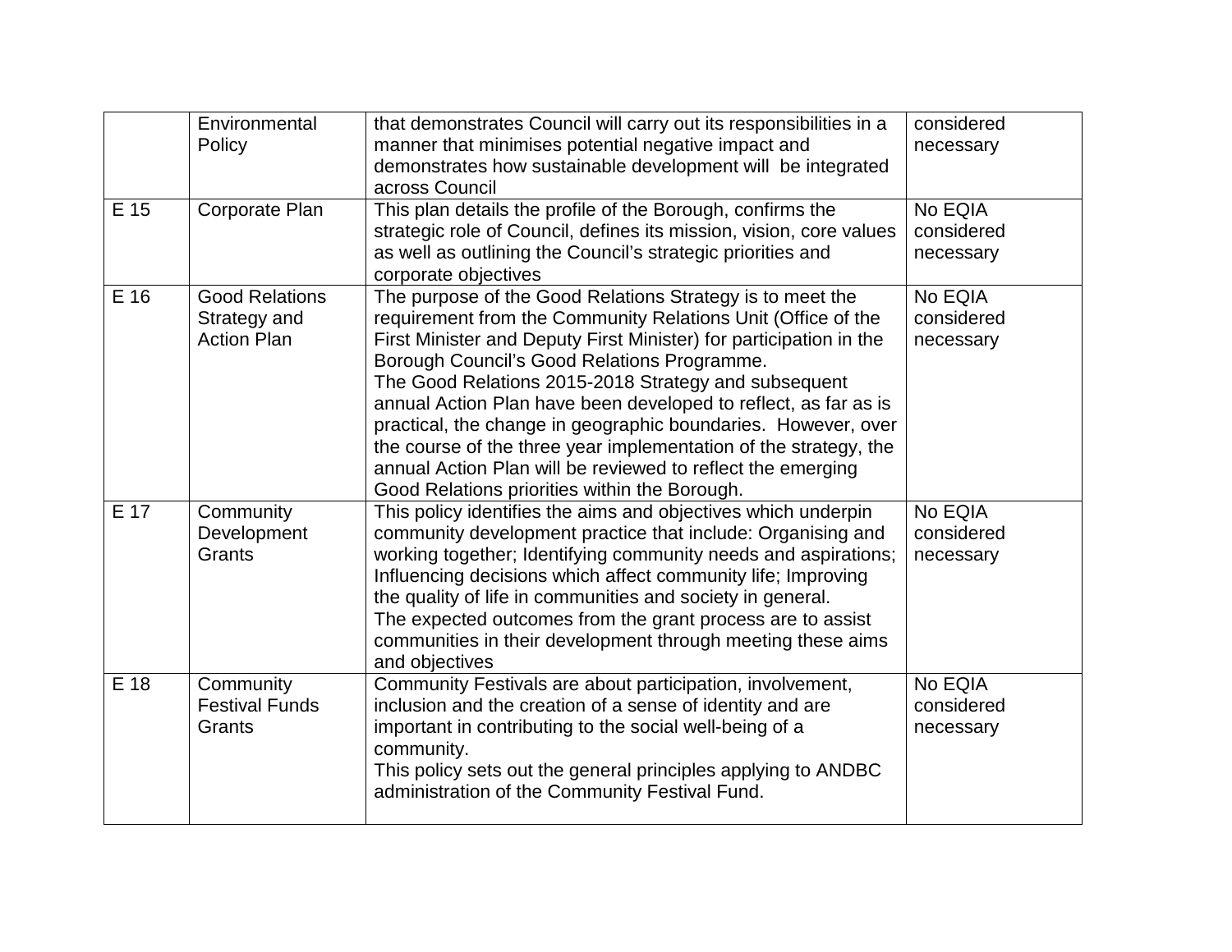| | | | |
|---|---|---|---|
| | Environmental Policy | that demonstrates Council will carry out its responsibilities in a manner that minimises potential negative impact and demonstrates how sustainable development will be integrated across Council | considered necessary |
| E 15 | Corporate Plan | This plan details the profile of the Borough, confirms the strategic role of Council, defines its mission, vision, core values as well as outlining the Council's strategic priorities and corporate objectives | No EQIA considered necessary |
| E 16 | Good Relations Strategy and Action Plan | The purpose of the Good Relations Strategy is to meet the requirement from the Community Relations Unit (Office of the First Minister and Deputy First Minister) for participation in the Borough Council's Good Relations Programme.<br>The Good Relations 2015-2018 Strategy and subsequent annual Action Plan have been developed to reflect, as far as is practical, the change in geographic boundaries. However, over the course of the three year implementation of the strategy, the annual Action Plan will be reviewed to reflect the emerging Good Relations priorities within the Borough. | No EQIA considered necessary |
| E 17 | Community Development Grants | This policy identifies the aims and objectives which underpin community development practice that include: Organising and working together; Identifying community needs and aspirations; Influencing decisions which affect community life; Improving the quality of life in communities and society in general.<br>The expected outcomes from the grant process are to assist communities in their development through meeting these aims and objectives | No EQIA considered necessary |
| E 18 | Community Festival Funds Grants | Community Festivals are about participation, involvement, inclusion and the creation of a sense of identity and are important in contributing to the social well-being of a community.<br>This policy sets out the general principles applying to ANDBC administration of the Community Festival Fund. | No EQIA considered necessary |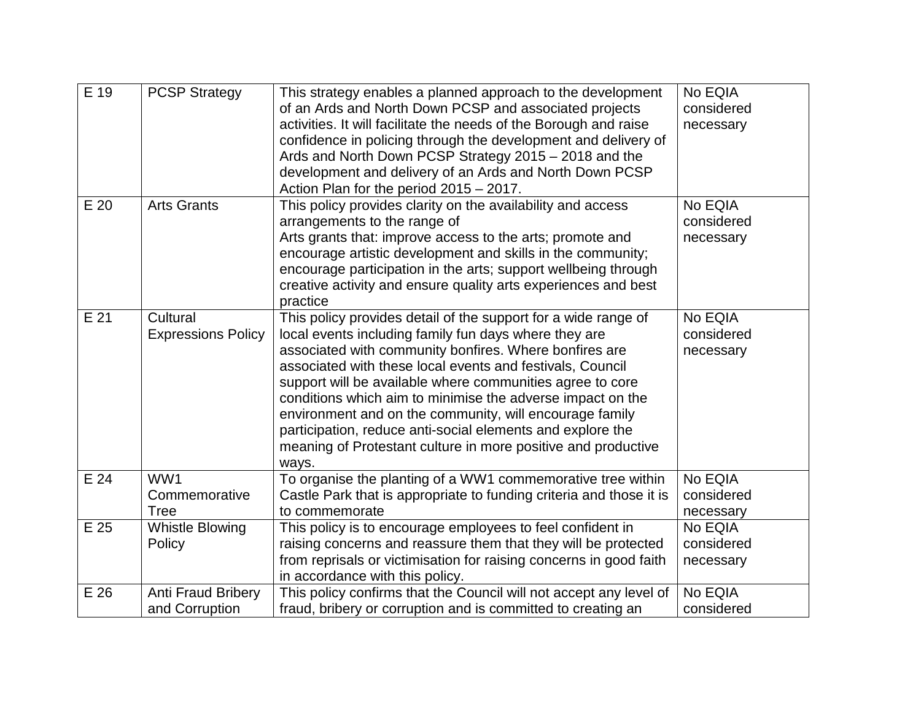| | | | |
|---|---|---|---|
| E 19 | PCSP Strategy | This strategy enables a planned approach to the development of an Ards and North Down PCSP and associated projects activities. It will facilitate the needs of the Borough and raise confidence in policing through the development and delivery of Ards and North Down PCSP Strategy 2015 – 2018 and the development and delivery of an Ards and North Down PCSP Action Plan for the period 2015 – 2017. | No EQIA considered necessary |
| E 20 | Arts Grants | This policy provides clarity on the availability and access arrangements to the range of Arts grants that: improve access to the arts; promote and encourage artistic development and skills in the community; encourage participation in the arts; support wellbeing through creative activity and ensure quality arts experiences and best practice | No EQIA considered necessary |
| E 21 | Cultural Expressions Policy | This policy provides detail of the support for a wide range of local events including family fun days where they are associated with community bonfires. Where bonfires are associated with these local events and festivals, Council support will be available where communities agree to core conditions which aim to minimise the adverse impact on the environment and on the community, will encourage family participation, reduce anti-social elements and explore the meaning of Protestant culture in more positive and productive ways. | No EQIA considered necessary |
| E 24 | WW1 Commemorative Tree | To organise the planting of a WW1 commemorative tree within Castle Park that is appropriate to funding criteria and those it is to commemorate | No EQIA considered necessary |
| E 25 | Whistle Blowing Policy | This policy is to encourage employees to feel confident in raising concerns and reassure them that they will be protected from reprisals or victimisation for raising concerns in good faith in accordance with this policy. | No EQIA considered necessary |
| E 26 | Anti Fraud Bribery and Corruption | This policy confirms that the Council will not accept any level of fraud, bribery or corruption and is committed to creating an | No EQIA considered |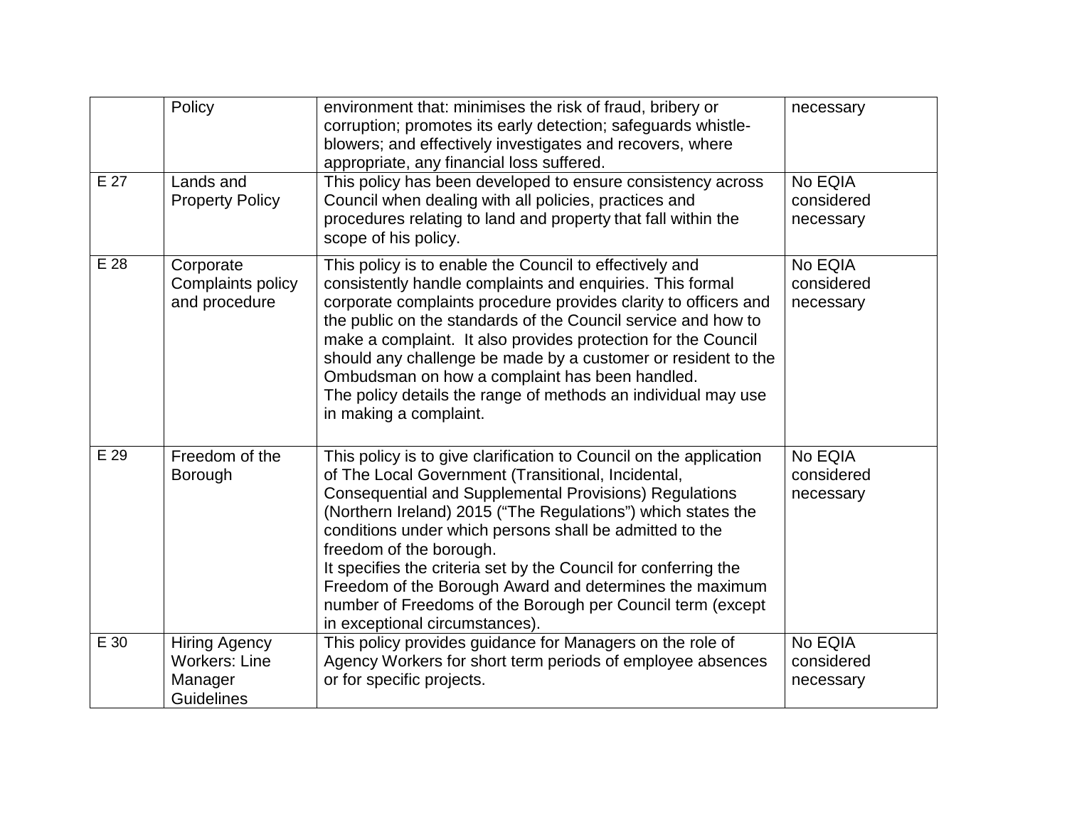| | | | |
|---|---|---|---|
| | Policy | environment that: minimises the risk of fraud, bribery or corruption; promotes its early detection; safeguards whistle-blowers; and effectively investigates and recovers, where appropriate, any financial loss suffered. | necessary |
| E 27 | Lands and Property Policy | This policy has been developed to ensure consistency across Council when dealing with all policies, practices and procedures relating to land and property that fall within the scope of his policy. | No EQIA considered necessary |
| E 28 | Corporate Complaints policy and procedure | This policy is to enable the Council to effectively and consistently handle complaints and enquiries. This formal corporate complaints procedure provides clarity to officers and the public on the standards of the Council service and how to make a complaint. It also provides protection for the Council should any challenge be made by a customer or resident to the Ombudsman on how a complaint has been handled.<br>The policy details the range of methods an individual may use in making a complaint. | No EQIA considered necessary |
| E 29 | Freedom of the Borough | This policy is to give clarification to Council on the application of The Local Government (Transitional, Incidental, Consequential and Supplemental Provisions) Regulations (Northern Ireland) 2015 ("The Regulations") which states the conditions under which persons shall be admitted to the freedom of the borough.<br>It specifies the criteria set by the Council for conferring the Freedom of the Borough Award and determines the maximum number of Freedoms of the Borough per Council term (except in exceptional circumstances). | No EQIA considered necessary |
| E 30 | Hiring Agency Workers: Line Manager Guidelines | This policy provides guidance for Managers on the role of Agency Workers for short term periods of employee absences or for specific projects. | No EQIA considered necessary |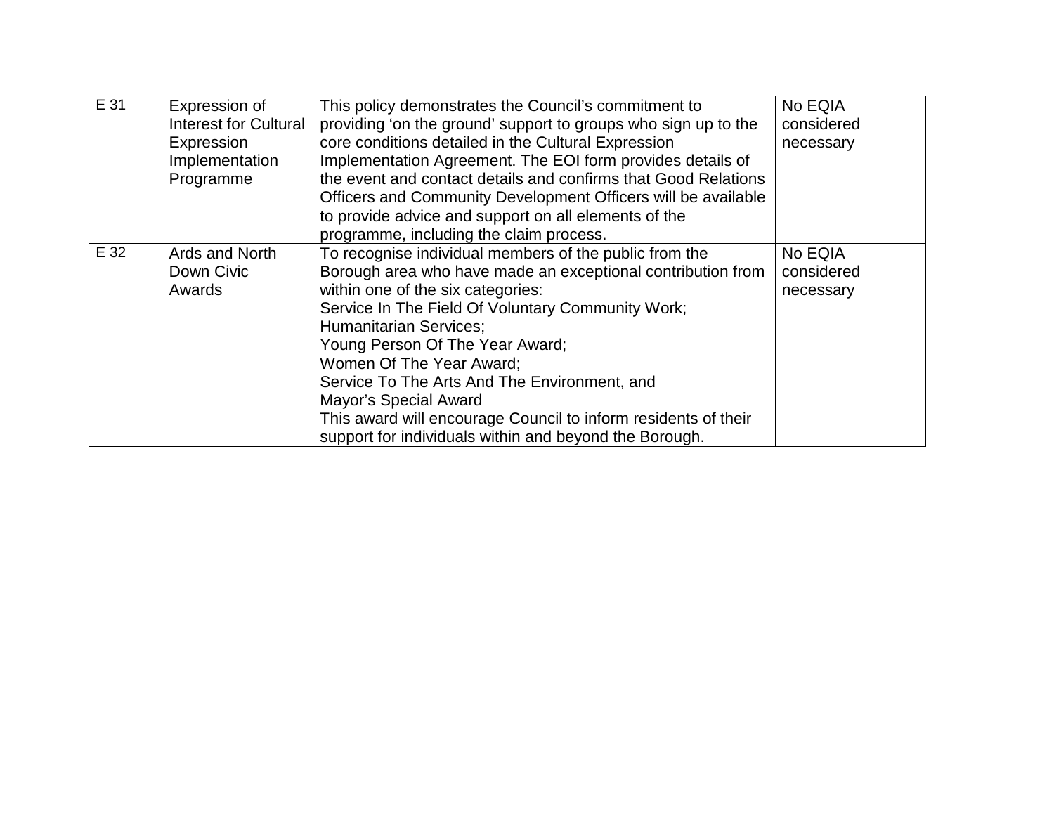| | | | |
|---|---|---|---|
| E 31 | Expression of Interest for Cultural Expression Implementation Programme | This policy demonstrates the Council's commitment to providing 'on the ground' support to groups who sign up to the core conditions detailed in the Cultural Expression Implementation Agreement. The EOI form provides details of the event and contact details and confirms that Good Relations Officers and Community Development Officers will be available to provide advice and support on all elements of the programme, including the claim process. | No EQIA considered necessary |
| E 32 | Ards and North Down Civic Awards | To recognise individual members of the public from the Borough area who have made an exceptional contribution from within one of the six categories:<br>Service In The Field Of Voluntary Community Work;<br>Humanitarian Services;<br>Young Person Of The Year Award;<br>Women Of The Year Award;<br>Service To The Arts And The Environment, and<br>Mayor's Special Award<br>This award will encourage Council to inform residents of their support for individuals within and beyond the Borough. | No EQIA considered necessary |